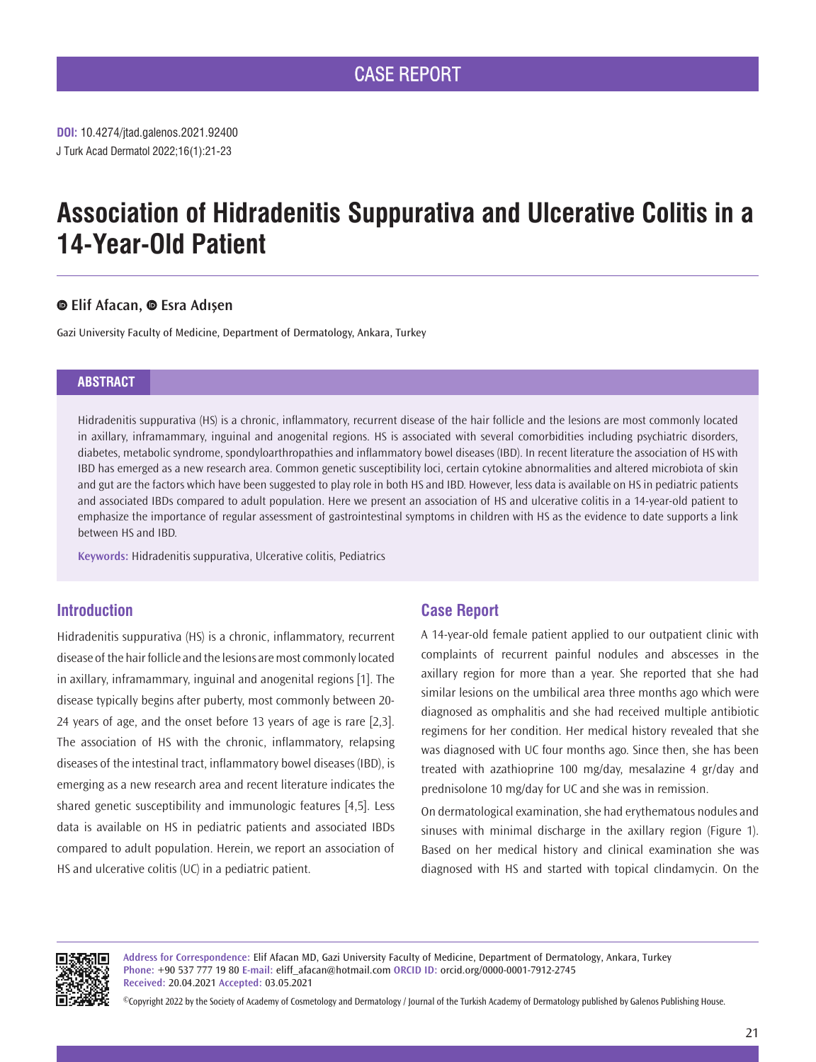CASE REPORT

**DOI:** 10.4274/jtad.galenos.2021.92400
J Turk Acad Dermatol 2022;16(1):21-23

# Association of Hidradenitis Suppurativa and Ulcerative Colitis in a 14-Year-Old Patient

Elif Afacan, Esra Adışen

Gazi University Faculty of Medicine, Department of Dermatology, Ankara, Turkey

## ABSTRACT

Hidradenitis suppurativa (HS) is a chronic, inflammatory, recurrent disease of the hair follicle and the lesions are most commonly located in axillary, inframammary, inguinal and anogenital regions. HS is associated with several comorbidities including psychiatric disorders, diabetes, metabolic syndrome, spondyloarthropathies and inflammatory bowel diseases (IBD). In recent literature the association of HS with IBD has emerged as a new research area. Common genetic susceptibility loci, certain cytokine abnormalities and altered microbiota of skin and gut are the factors which have been suggested to play role in both HS and IBD. However, less data is available on HS in pediatric patients and associated IBDs compared to adult population. Here we present an association of HS and ulcerative colitis in a 14-year-old patient to emphasize the importance of regular assessment of gastrointestinal symptoms in children with HS as the evidence to date supports a link between HS and IBD.

**Keywords:** Hidradenitis suppurativa, Ulcerative colitis, Pediatrics

## Introduction

Hidradenitis suppurativa (HS) is a chronic, inflammatory, recurrent disease of the hair follicle and the lesions are most commonly located in axillary, inframammary, inguinal and anogenital regions [1]. The disease typically begins after puberty, most commonly between 20-24 years of age, and the onset before 13 years of age is rare [2,3]. The association of HS with the chronic, inflammatory, relapsing diseases of the intestinal tract, inflammatory bowel diseases (IBD), is emerging as a new research area and recent literature indicates the shared genetic susceptibility and immunologic features [4,5]. Less data is available on HS in pediatric patients and associated IBDs compared to adult population. Herein, we report an association of HS and ulcerative colitis (UC) in a pediatric patient.

## Case Report

A 14-year-old female patient applied to our outpatient clinic with complaints of recurrent painful nodules and abscesses in the axillary region for more than a year. She reported that she had similar lesions on the umbilical area three months ago which were diagnosed as omphalitis and she had received multiple antibiotic regimens for her condition. Her medical history revealed that she was diagnosed with UC four months ago. Since then, she has been treated with azathioprine 100 mg/day, mesalazine 4 gr/day and prednisolone 10 mg/day for UC and she was in remission.

On dermatological examination, she had erythematous nodules and sinuses with minimal discharge in the axillary region (Figure 1). Based on her medical history and clinical examination she was diagnosed with HS and started with topical clindamycin. On the

**Address for Correspondence:** Elif Afacan MD, Gazi University Faculty of Medicine, Department of Dermatology, Ankara, Turkey
**Phone:** +90 537 777 19 80 **E-mail:** eliff_afacan@hotmail.com **ORCID ID:** orcid.org/0000-0001-7912-2745
**Received:** 20.04.2021 **Accepted:** 03.05.2021

©Copyright 2022 by the Society of Academy of Cosmetology and Dermatology / Journal of the Turkish Academy of Dermatology published by Galenos Publishing House.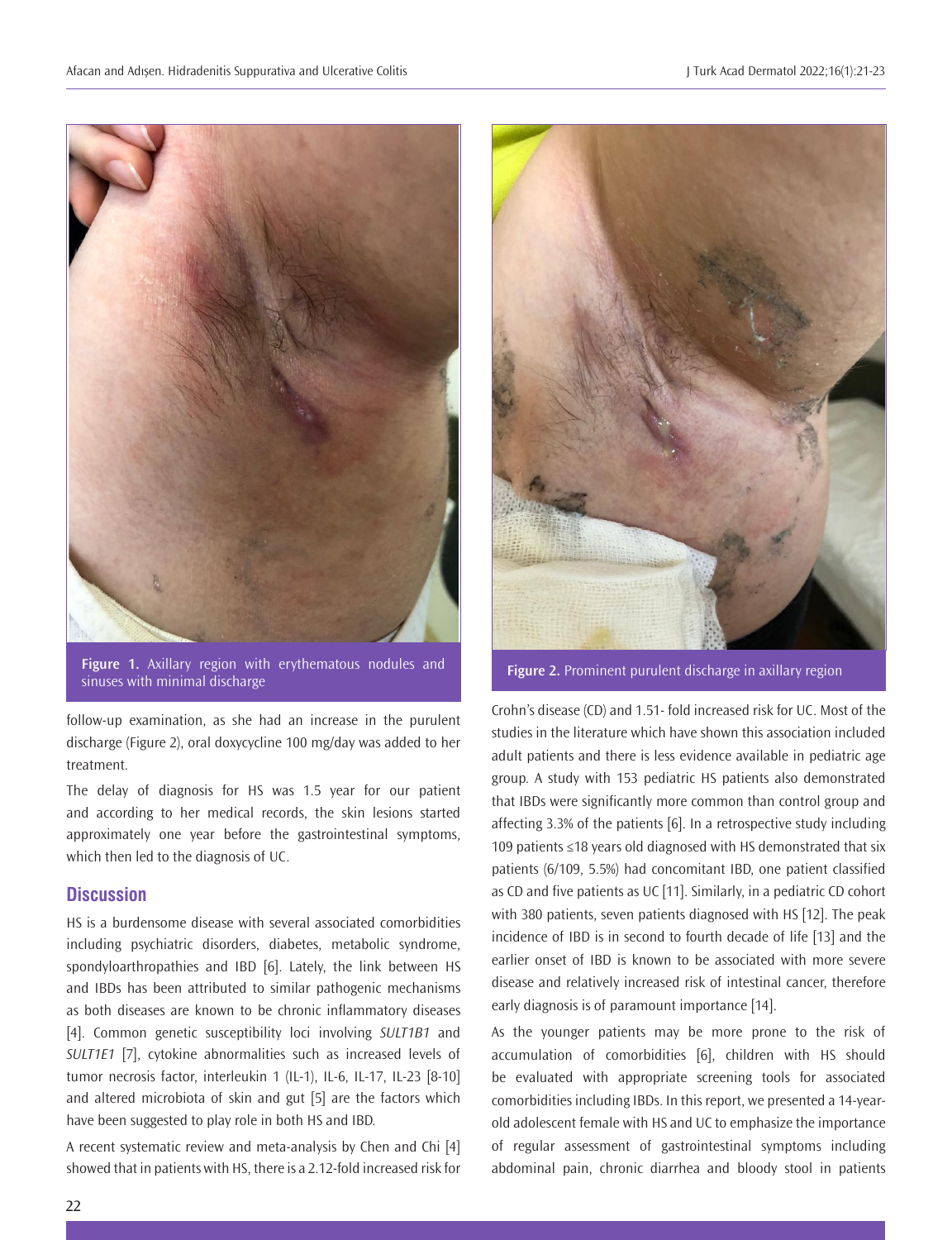Figure 1. Axillary region with erythematous nodules and sinuses with minimal discharge

Figure 2. Prominent purulent discharge in axillary region

follow-up examination, as she had an increase in the purulent discharge (Figure 2), oral doxycycline 100 mg/day was added to her treatment.

The delay of diagnosis for HS was 1.5 year for our patient and according to her medical records, the skin lesions started approximately one year before the gastrointestinal symptoms, which then led to the diagnosis of UC.

## Discussion

HS is a burdensome disease with several associated comorbidities including psychiatric disorders, diabetes, metabolic syndrome, spondyloarthropathies and IBD [6]. Lately, the link between HS and IBDs has been attributed to similar pathogenic mechanisms as both diseases are known to be chronic inflammatory diseases [4]. Common genetic susceptibility loci involving *SULT1B1* and *SULT1E1* [7], cytokine abnormalities such as increased levels of tumor necrosis factor, interleukin 1 (IL-1), IL-6, IL-17, IL-23 [8-10] and altered microbiota of skin and gut [5] are the factors which have been suggested to play role in both HS and IBD.

A recent systematic review and meta-analysis by Chen and Chi [4] showed that in patients with HS, there is a 2.12-fold increased risk for Crohn's disease (CD) and 1.51- fold increased risk for UC. Most of the studies in the literature which have shown this association included adult patients and there is less evidence available in pediatric age group. A study with 153 pediatric HS patients also demonstrated that IBDs were significantly more common than control group and affecting 3.3% of the patients [6]. In a retrospective study including 109 patients ≤18 years old diagnosed with HS demonstrated that six patients (6/109, 5.5%) had concomitant IBD, one patient classified as CD and five patients as UC [11]. Similarly, in a pediatric CD cohort with 380 patients, seven patients diagnosed with HS [12]. The peak incidence of IBD is in second to fourth decade of life [13] and the earlier onset of IBD is known to be associated with more severe disease and relatively increased risk of intestinal cancer, therefore early diagnosis is of paramount importance [14].

As the younger patients may be more prone to the risk of accumulation of comorbidities [6], children with HS should be evaluated with appropriate screening tools for associated comorbidities including IBDs. In this report, we presented a 14-year-old adolescent female with HS and UC to emphasize the importance of regular assessment of gastrointestinal symptoms including abdominal pain, chronic diarrhea and bloody stool in patients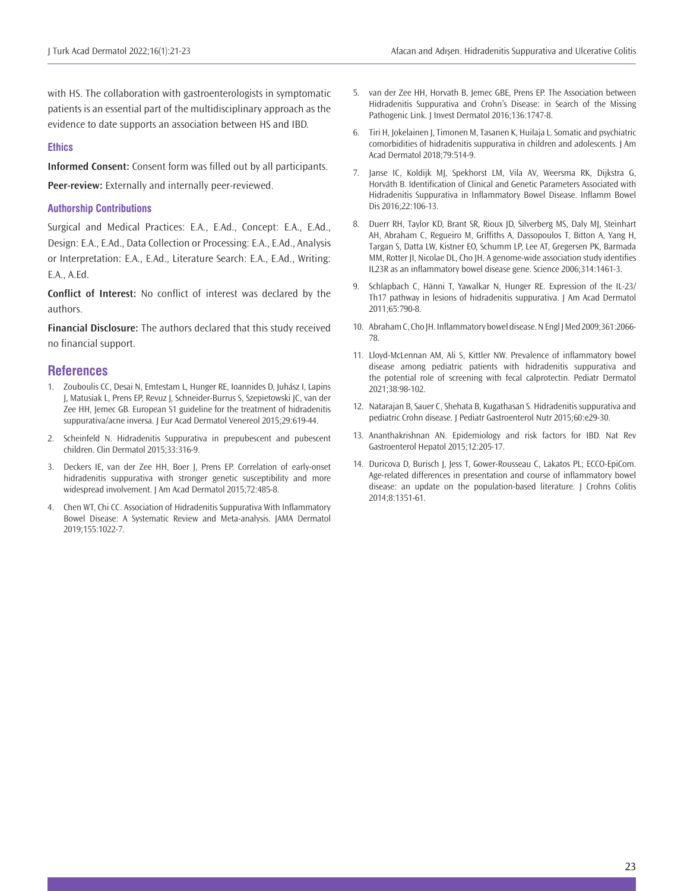with HS. The collaboration with gastroenterologists in symptomatic patients is an essential part of the multidisciplinary approach as the evidence to date supports an association between HS and IBD.

### Ethics

**Informed Consent:** Consent form was filled out by all participants.

**Peer-review:** Externally and internally peer-reviewed.

### Authorship Contributions

Surgical and Medical Practices: E.A., E.Ad., Concept: E.A., E.Ad., Design: E.A., E.Ad., Data Collection or Processing: E.A., E.Ad., Analysis or Interpretation: E.A., E.Ad., Literature Search: E.A., E.Ad., Writing: E.A., A.Ed.

**Conflict of Interest:** No conflict of interest was declared by the authors.

**Financial Disclosure:** The authors declared that this study received no financial support.

## References

1. Zouboulis CC, Desai N, Emtestam L, Hunger RE, Ioannides D, Juhász I, Lapins J, Matusiak L, Prens EP, Revuz J, Schneider-Burrus S, Szepietowski JC, van der Zee HH, Jemec GB. European S1 guideline for the treatment of hidradenitis suppurativa/acne inversa. J Eur Acad Dermatol Venereol 2015;29:619-44.
2. Scheinfeld N. Hidradenitis Suppurativa in prepubescent and pubescent children. Clin Dermatol 2015;33:316-9.
3. Deckers IE, van der Zee HH, Boer J, Prens EP. Correlation of early-onset hidradenitis suppurativa with stronger genetic susceptibility and more widespread involvement. J Am Acad Dermatol 2015;72:485-8.
4. Chen WT, Chi CC. Association of Hidradenitis Suppurativa With Inflammatory Bowel Disease: A Systematic Review and Meta-analysis. JAMA Dermatol 2019;155:1022-7.
5. van der Zee HH, Horvath B, Jemec GBE, Prens EP. The Association between Hidradenitis Suppurativa and Crohn's Disease: in Search of the Missing Pathogenic Link. J Invest Dermatol 2016;136:1747-8.
6. Tiri H, Jokelainen J, Timonen M, Tasanen K, Huilaja L. Somatic and psychiatric comorbidities of hidradenitis suppurativa in children and adolescents. J Am Acad Dermatol 2018;79:514-9.
7. Janse IC, Koldijk MJ, Spekhorst LM, Vila AV, Weersma RK, Dijkstra G, Horváth B. Identification of Clinical and Genetic Parameters Associated with Hidradenitis Suppurativa in Inflammatory Bowel Disease. Inflamm Bowel Dis 2016;22:106-13.
8. Duerr RH, Taylor KD, Brant SR, Rioux JD, Silverberg MS, Daly MJ, Steinhart AH, Abraham C, Regueiro M, Griffiths A, Dassopoulos T, Bitton A, Yang H, Targan S, Datta LW, Kistner EO, Schumm LP, Lee AT, Gregersen PK, Barmada MM, Rotter JI, Nicolae DL, Cho JH. A genome-wide association study identifies IL23R as an inflammatory bowel disease gene. Science 2006;314:1461-3.
9. Schlapbach C, Hänni T, Yawalkar N, Hunger RE. Expression of the IL-23/Th17 pathway in lesions of hidradenitis suppurativa. J Am Acad Dermatol 2011;65:790-8.
10. Abraham C, Cho JH. Inflammatory bowel disease. N Engl J Med 2009;361:2066-78.
11. Lloyd-McLennan AM, Ali S, Kittler NW. Prevalence of inflammatory bowel disease among pediatric patients with hidradenitis suppurativa and the potential role of screening with fecal calprotectin. Pediatr Dermatol 2021;38:98-102.
12. Natarajan B, Sauer C, Shehata B, Kugathasan S. Hidradenitis suppurativa and pediatric Crohn disease. J Pediatr Gastroenterol Nutr 2015;60:e29-30.
13. Ananthakrishnan AN. Epidemiology and risk factors for IBD. Nat Rev Gastroenterol Hepatol 2015;12:205-17.
14. Duricova D, Burisch J, Jess T, Gower-Rousseau C, Lakatos PL; ECCO-EpiCom. Age-related differences in presentation and course of inflammatory bowel disease: an update on the population-based literature. J Crohns Colitis 2014;8:1351-61.